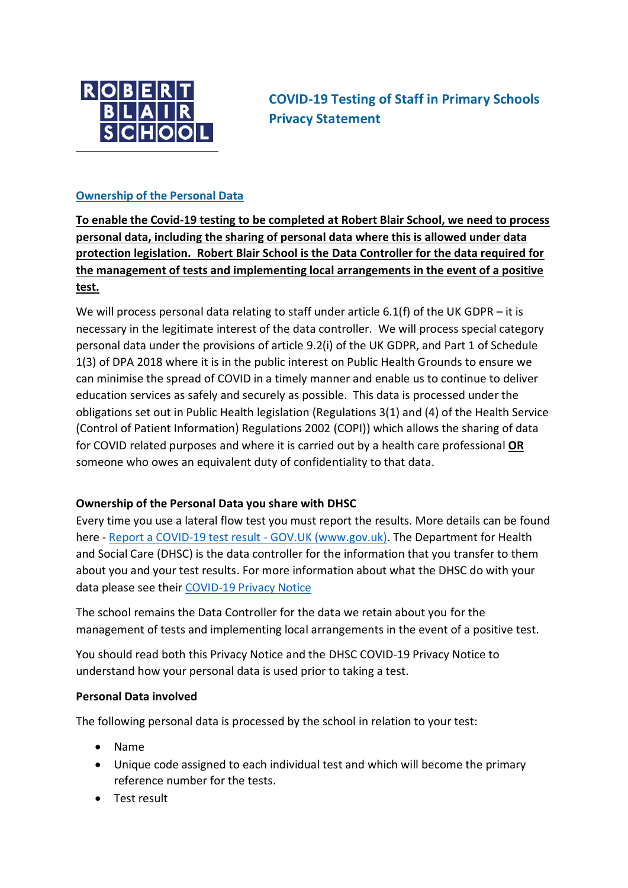ROBERT BLAIR SCHOOL

# COVID-19 Testing of Staff in Primary Schools Privacy Statement

## Ownership of the Personal Data

**To enable the Covid-19 testing to be completed at Robert Blair School, we need to process personal data, including the sharing of personal data where this is allowed under data protection legislation. Robert Blair School is the Data Controller for the data required for the management of tests and implementing local arrangements in the event of a positive test.**

We will process personal data relating to staff under article 6.1(f) of the UK GDPR – it is necessary in the legitimate interest of the data controller. We will process special category personal data under the provisions of article 9.2(i) of the UK GDPR, and Part 1 of Schedule 1(3) of DPA 2018 where it is in the public interest on Public Health Grounds to ensure we can minimise the spread of COVID in a timely manner and enable us to continue to deliver education services as safely and securely as possible. This data is processed under the obligations set out in Public Health legislation (Regulations 3(1) and (4) of the Health Service (Control of Patient Information) Regulations 2002 (COPI)) which allows the sharing of data for COVID related purposes and where it is carried out by a health care professional **OR** someone who owes an equivalent duty of confidentiality to that data.

### Ownership of the Personal Data you share with DHSC

Every time you use a lateral flow test you must report the results. More details can be found here - Report a COVID-19 test result - GOV.UK (www.gov.uk). The Department for Health and Social Care (DHSC) is the data controller for the information that you transfer to them about you and your test results. For more information about what the DHSC do with your data please see their COVID-19 Privacy Notice

The school remains the Data Controller for the data we retain about you for the management of tests and implementing local arrangements in the event of a positive test.

You should read both this Privacy Notice and the DHSC COVID-19 Privacy Notice to understand how your personal data is used prior to taking a test.

### Personal Data involved

The following personal data is processed by the school in relation to your test:

- Name
- Unique code assigned to each individual test and which will become the primary reference number for the tests.
- Test result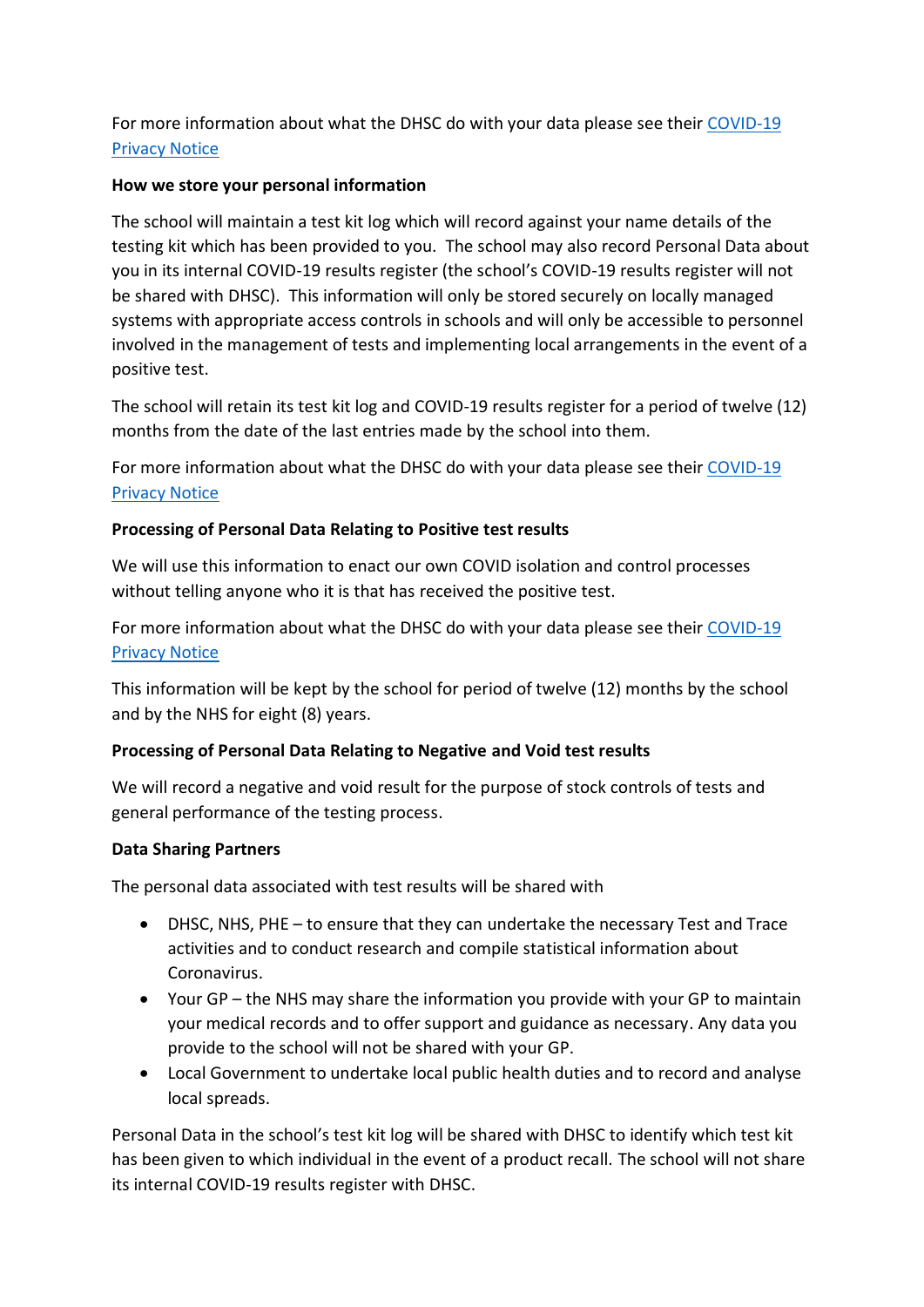For more information about what the DHSC do with your data please see their [COVID-19 Privacy Notice]()

**How we store your personal information**

The school will maintain a test kit log which will record against your name details of the testing kit which has been provided to you. The school may also record Personal Data about you in its internal COVID-19 results register (the school's COVID-19 results register will not be shared with DHSC). This information will only be stored securely on locally managed systems with appropriate access controls in schools and will only be accessible to personnel involved in the management of tests and implementing local arrangements in the event of a positive test.

The school will retain its test kit log and COVID-19 results register for a period of twelve (12) months from the date of the last entries made by the school into them.

For more information about what the DHSC do with your data please see their [COVID-19 Privacy Notice]()

**Processing of Personal Data Relating to Positive test results**

We will use this information to enact our own COVID isolation and control processes without telling anyone who it is that has received the positive test.

For more information about what the DHSC do with your data please see their [COVID-19 Privacy Notice]()

This information will be kept by the school for period of twelve (12) months by the school and by the NHS for eight (8) years.

**Processing of Personal Data Relating to Negative and Void test results**

We will record a negative and void result for the purpose of stock controls of tests and general performance of the testing process.

**Data Sharing Partners**

The personal data associated with test results will be shared with

- DHSC, NHS, PHE – to ensure that they can undertake the necessary Test and Trace activities and to conduct research and compile statistical information about Coronavirus.
- Your GP – the NHS may share the information you provide with your GP to maintain your medical records and to offer support and guidance as necessary. Any data you provide to the school will not be shared with your GP.
- Local Government to undertake local public health duties and to record and analyse local spreads.

Personal Data in the school's test kit log will be shared with DHSC to identify which test kit has been given to which individual in the event of a product recall. The school will not share its internal COVID-19 results register with DHSC.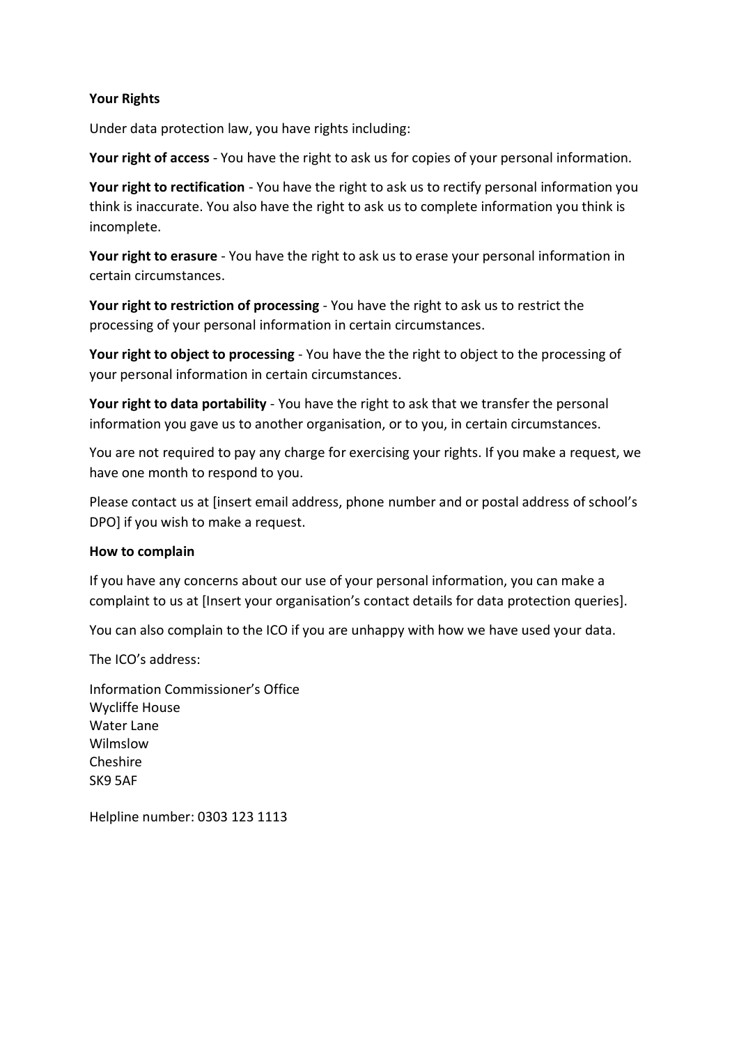**Your Rights**

Under data protection law, you have rights including:

**Your right of access** - You have the right to ask us for copies of your personal information.

**Your right to rectification** - You have the right to ask us to rectify personal information you think is inaccurate. You also have the right to ask us to complete information you think is incomplete.

**Your right to erasure** - You have the right to ask us to erase your personal information in certain circumstances.

**Your right to restriction of processing** - You have the right to ask us to restrict the processing of your personal information in certain circumstances.

**Your right to object to processing** - You have the the right to object to the processing of your personal information in certain circumstances.

**Your right to data portability** - You have the right to ask that we transfer the personal information you gave us to another organisation, or to you, in certain circumstances.

You are not required to pay any charge for exercising your rights. If you make a request, we have one month to respond to you.

Please contact us at [insert email address, phone number and or postal address of school's DPO] if you wish to make a request.

**How to complain**

If you have any concerns about our use of your personal information, you can make a complaint to us at [Insert your organisation's contact details for data protection queries].

You can also complain to the ICO if you are unhappy with how we have used your data.

The ICO's address:

Information Commissioner's Office  
Wycliffe House  
Water Lane  
Wilmslow  
Cheshire  
SK9 5AF

Helpline number: 0303 123 1113